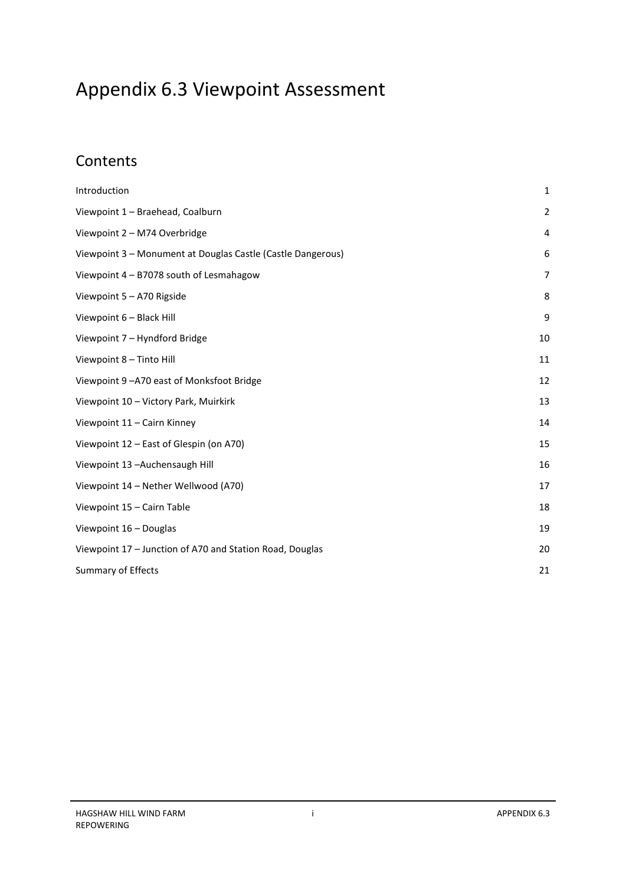# Appendix 6.3 Viewpoint Assessment

## Contents

| | |
|---|---|
| Introduction | 1 |
| Viewpoint 1 – Braehead, Coalburn | 2 |
| Viewpoint 2 – M74 Overbridge | 4 |
| Viewpoint 3 – Monument at Douglas Castle (Castle Dangerous) | 6 |
| Viewpoint 4 – B7078 south of Lesmahagow | 7 |
| Viewpoint 5 – A70 Rigside | 8 |
| Viewpoint 6 – Black Hill | 9 |
| Viewpoint 7 – Hyndford Bridge | 10 |
| Viewpoint 8 – Tinto Hill | 11 |
| Viewpoint 9 –A70 east of Monksfoot Bridge | 12 |
| Viewpoint 10 – Victory Park, Muirkirk | 13 |
| Viewpoint 11 – Cairn Kinney | 14 |
| Viewpoint 12 – East of Glespin (on A70) | 15 |
| Viewpoint 13 –Auchensaugh Hill | 16 |
| Viewpoint 14 – Nether Wellwood (A70) | 17 |
| Viewpoint 15 – Cairn Table | 18 |
| Viewpoint 16 – Douglas | 19 |
| Viewpoint 17 – Junction of A70 and Station Road, Douglas | 20 |
| Summary of Effects | 21 |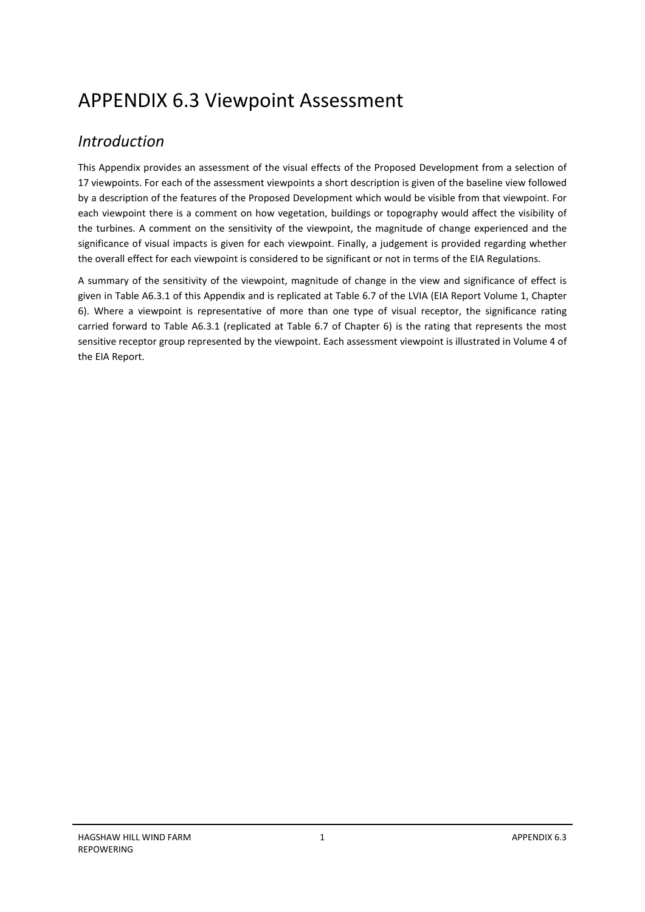# APPENDIX 6.3 Viewpoint Assessment

## *Introduction*

This Appendix provides an assessment of the visual effects of the Proposed Development from a selection of 17 viewpoints. For each of the assessment viewpoints a short description is given of the baseline view followed by a description of the features of the Proposed Development which would be visible from that viewpoint. For each viewpoint there is a comment on how vegetation, buildings or topography would affect the visibility of the turbines. A comment on the sensitivity of the viewpoint, the magnitude of change experienced and the significance of visual impacts is given for each viewpoint. Finally, a judgement is provided regarding whether the overall effect for each viewpoint is considered to be significant or not in terms of the EIA Regulations.

A summary of the sensitivity of the viewpoint, magnitude of change in the view and significance of effect is given in Table A6.3.1 of this Appendix and is replicated at Table 6.7 of the LVIA (EIA Report Volume 1, Chapter 6). Where a viewpoint is representative of more than one type of visual receptor, the significance rating carried forward to Table A6.3.1 (replicated at Table 6.7 of Chapter 6) is the rating that represents the most sensitive receptor group represented by the viewpoint. Each assessment viewpoint is illustrated in Volume 4 of the EIA Report.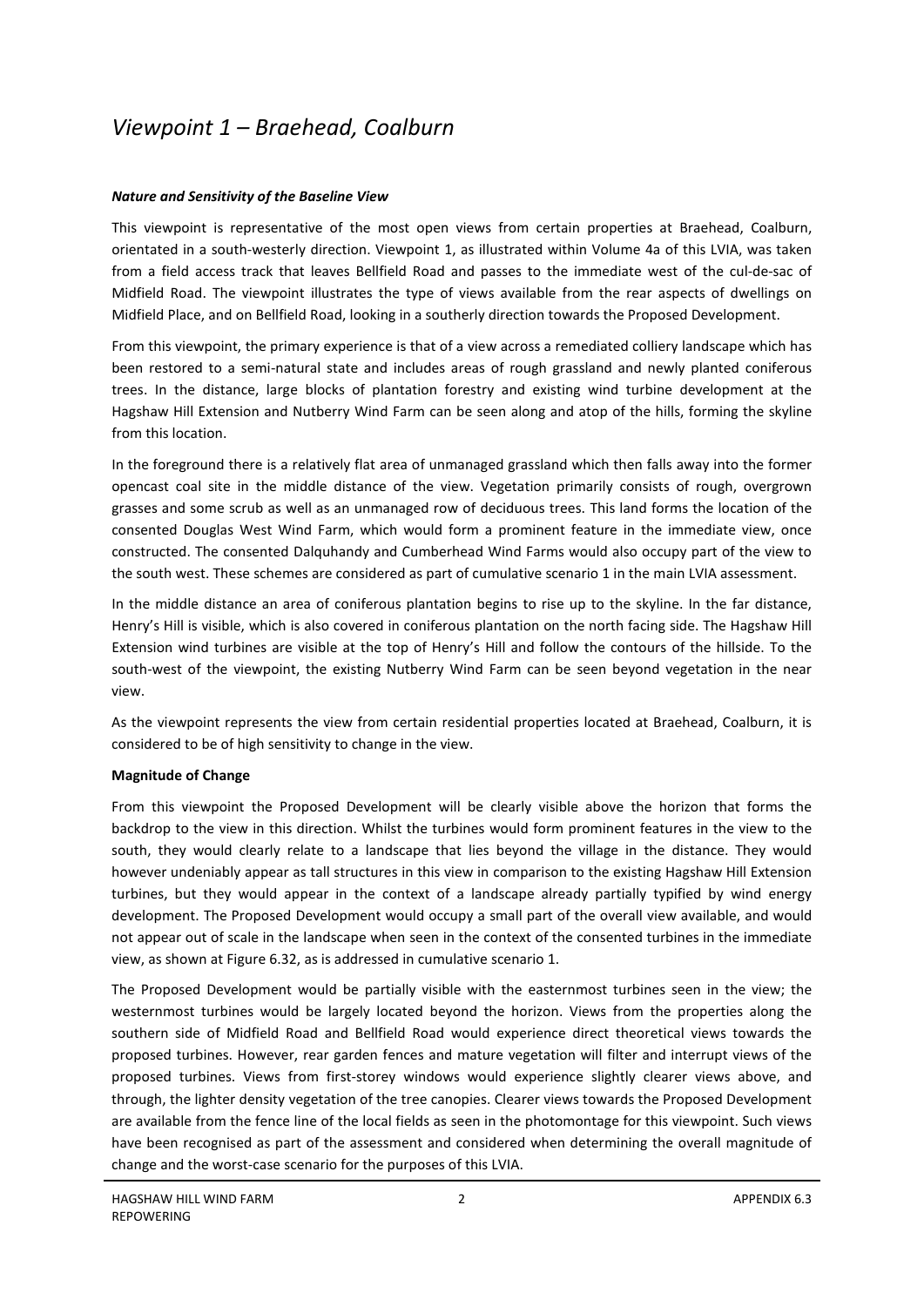# *Viewpoint 1 – Braehead, Coalburn*

***Nature and Sensitivity of the Baseline View***

This viewpoint is representative of the most open views from certain properties at Braehead, Coalburn, orientated in a south-westerly direction. Viewpoint 1, as illustrated within Volume 4a of this LVIA, was taken from a field access track that leaves Bellfield Road and passes to the immediate west of the cul-de-sac of Midfield Road. The viewpoint illustrates the type of views available from the rear aspects of dwellings on Midfield Place, and on Bellfield Road, looking in a southerly direction towards the Proposed Development.

From this viewpoint, the primary experience is that of a view across a remediated colliery landscape which has been restored to a semi-natural state and includes areas of rough grassland and newly planted coniferous trees. In the distance, large blocks of plantation forestry and existing wind turbine development at the Hagshaw Hill Extension and Nutberry Wind Farm can be seen along and atop of the hills, forming the skyline from this location.

In the foreground there is a relatively flat area of unmanaged grassland which then falls away into the former opencast coal site in the middle distance of the view. Vegetation primarily consists of rough, overgrown grasses and some scrub as well as an unmanaged row of deciduous trees. This land forms the location of the consented Douglas West Wind Farm, which would form a prominent feature in the immediate view, once constructed. The consented Dalquhandy and Cumberhead Wind Farms would also occupy part of the view to the south west. These schemes are considered as part of cumulative scenario 1 in the main LVIA assessment.

In the middle distance an area of coniferous plantation begins to rise up to the skyline. In the far distance, Henry's Hill is visible, which is also covered in coniferous plantation on the north facing side. The Hagshaw Hill Extension wind turbines are visible at the top of Henry's Hill and follow the contours of the hillside. To the south-west of the viewpoint, the existing Nutberry Wind Farm can be seen beyond vegetation in the near view.

As the viewpoint represents the view from certain residential properties located at Braehead, Coalburn, it is considered to be of high sensitivity to change in the view.

**Magnitude of Change**

From this viewpoint the Proposed Development will be clearly visible above the horizon that forms the backdrop to the view in this direction. Whilst the turbines would form prominent features in the view to the south, they would clearly relate to a landscape that lies beyond the village in the distance. They would however undeniably appear as tall structures in this view in comparison to the existing Hagshaw Hill Extension turbines, but they would appear in the context of a landscape already partially typified by wind energy development. The Proposed Development would occupy a small part of the overall view available, and would not appear out of scale in the landscape when seen in the context of the consented turbines in the immediate view, as shown at Figure 6.32, as is addressed in cumulative scenario 1.

The Proposed Development would be partially visible with the easternmost turbines seen in the view; the westernmost turbines would be largely located beyond the horizon. Views from the properties along the southern side of Midfield Road and Bellfield Road would experience direct theoretical views towards the proposed turbines. However, rear garden fences and mature vegetation will filter and interrupt views of the proposed turbines. Views from first-storey windows would experience slightly clearer views above, and through, the lighter density vegetation of the tree canopies. Clearer views towards the Proposed Development are available from the fence line of the local fields as seen in the photomontage for this viewpoint. Such views have been recognised as part of the assessment and considered when determining the overall magnitude of change and the worst-case scenario for the purposes of this LVIA.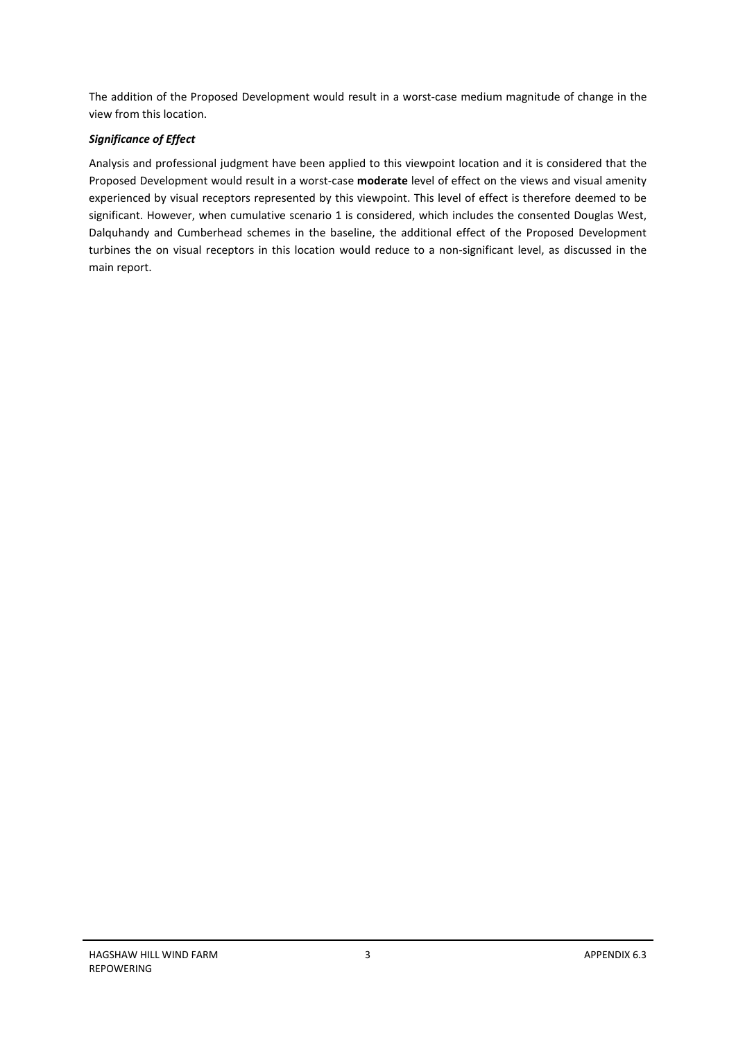The addition of the Proposed Development would result in a worst-case medium magnitude of change in the view from this location.

***Significance of Effect***

Analysis and professional judgment have been applied to this viewpoint location and it is considered that the Proposed Development would result in a worst-case **moderate** level of effect on the views and visual amenity experienced by visual receptors represented by this viewpoint. This level of effect is therefore deemed to be significant. However, when cumulative scenario 1 is considered, which includes the consented Douglas West, Dalquhandy and Cumberhead schemes in the baseline, the additional effect of the Proposed Development turbines the on visual receptors in this location would reduce to a non-significant level, as discussed in the main report.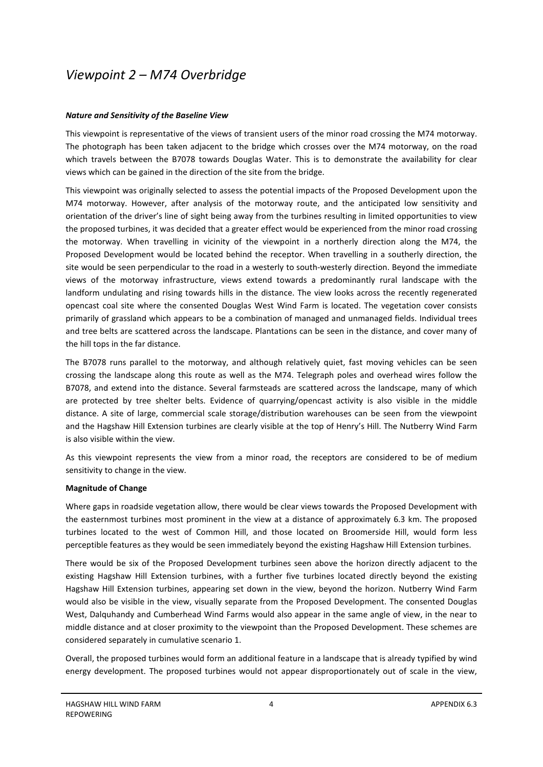# *Viewpoint 2 – M74 Overbridge*

***Nature and Sensitivity of the Baseline View***

This viewpoint is representative of the views of transient users of the minor road crossing the M74 motorway. The photograph has been taken adjacent to the bridge which crosses over the M74 motorway, on the road which travels between the B7078 towards Douglas Water. This is to demonstrate the availability for clear views which can be gained in the direction of the site from the bridge.

This viewpoint was originally selected to assess the potential impacts of the Proposed Development upon the M74 motorway. However, after analysis of the motorway route, and the anticipated low sensitivity and orientation of the driver's line of sight being away from the turbines resulting in limited opportunities to view the proposed turbines, it was decided that a greater effect would be experienced from the minor road crossing the motorway. When travelling in vicinity of the viewpoint in a northerly direction along the M74, the Proposed Development would be located behind the receptor. When travelling in a southerly direction, the site would be seen perpendicular to the road in a westerly to south-westerly direction. Beyond the immediate views of the motorway infrastructure, views extend towards a predominantly rural landscape with the landform undulating and rising towards hills in the distance. The view looks across the recently regenerated opencast coal site where the consented Douglas West Wind Farm is located. The vegetation cover consists primarily of grassland which appears to be a combination of managed and unmanaged fields. Individual trees and tree belts are scattered across the landscape. Plantations can be seen in the distance, and cover many of the hill tops in the far distance.

The B7078 runs parallel to the motorway, and although relatively quiet, fast moving vehicles can be seen crossing the landscape along this route as well as the M74. Telegraph poles and overhead wires follow the B7078, and extend into the distance. Several farmsteads are scattered across the landscape, many of which are protected by tree shelter belts. Evidence of quarrying/opencast activity is also visible in the middle distance. A site of large, commercial scale storage/distribution warehouses can be seen from the viewpoint and the Hagshaw Hill Extension turbines are clearly visible at the top of Henry's Hill. The Nutberry Wind Farm is also visible within the view.

As this viewpoint represents the view from a minor road, the receptors are considered to be of medium sensitivity to change in the view.

**Magnitude of Change**

Where gaps in roadside vegetation allow, there would be clear views towards the Proposed Development with the easternmost turbines most prominent in the view at a distance of approximately 6.3 km. The proposed turbines located to the west of Common Hill, and those located on Broomerside Hill, would form less perceptible features as they would be seen immediately beyond the existing Hagshaw Hill Extension turbines.

There would be six of the Proposed Development turbines seen above the horizon directly adjacent to the existing Hagshaw Hill Extension turbines, with a further five turbines located directly beyond the existing Hagshaw Hill Extension turbines, appearing set down in the view, beyond the horizon. Nutberry Wind Farm would also be visible in the view, visually separate from the Proposed Development. The consented Douglas West, Dalquhandy and Cumberhead Wind Farms would also appear in the same angle of view, in the near to middle distance and at closer proximity to the viewpoint than the Proposed Development. These schemes are considered separately in cumulative scenario 1.

Overall, the proposed turbines would form an additional feature in a landscape that is already typified by wind energy development. The proposed turbines would not appear disproportionately out of scale in the view,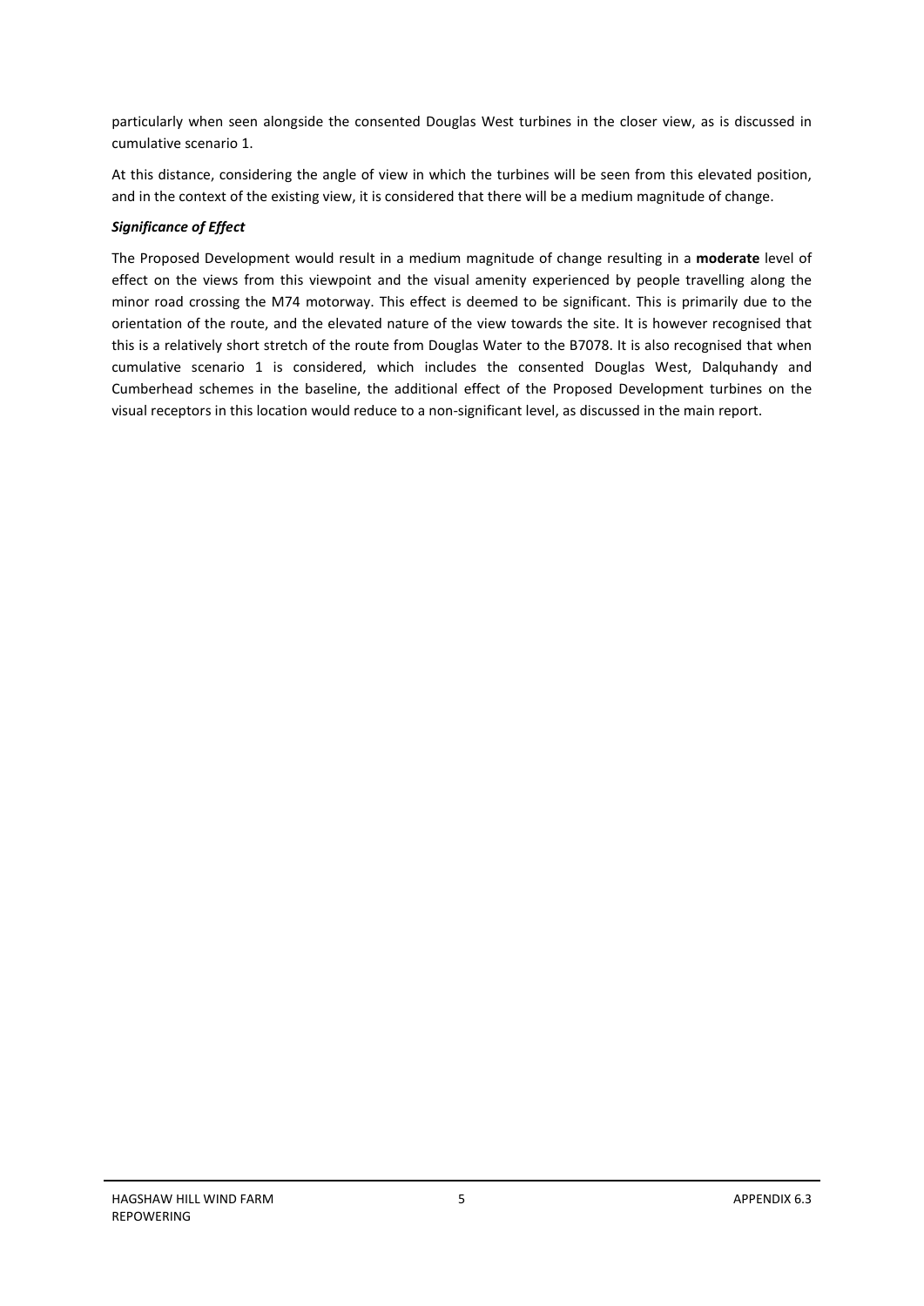particularly when seen alongside the consented Douglas West turbines in the closer view, as is discussed in cumulative scenario 1.

At this distance, considering the angle of view in which the turbines will be seen from this elevated position, and in the context of the existing view, it is considered that there will be a medium magnitude of change.

***Significance of Effect***

The Proposed Development would result in a medium magnitude of change resulting in a **moderate** level of effect on the views from this viewpoint and the visual amenity experienced by people travelling along the minor road crossing the M74 motorway. This effect is deemed to be significant. This is primarily due to the orientation of the route, and the elevated nature of the view towards the site. It is however recognised that this is a relatively short stretch of the route from Douglas Water to the B7078. It is also recognised that when cumulative scenario 1 is considered, which includes the consented Douglas West, Dalquhandy and Cumberhead schemes in the baseline, the additional effect of the Proposed Development turbines on the visual receptors in this location would reduce to a non-significant level, as discussed in the main report.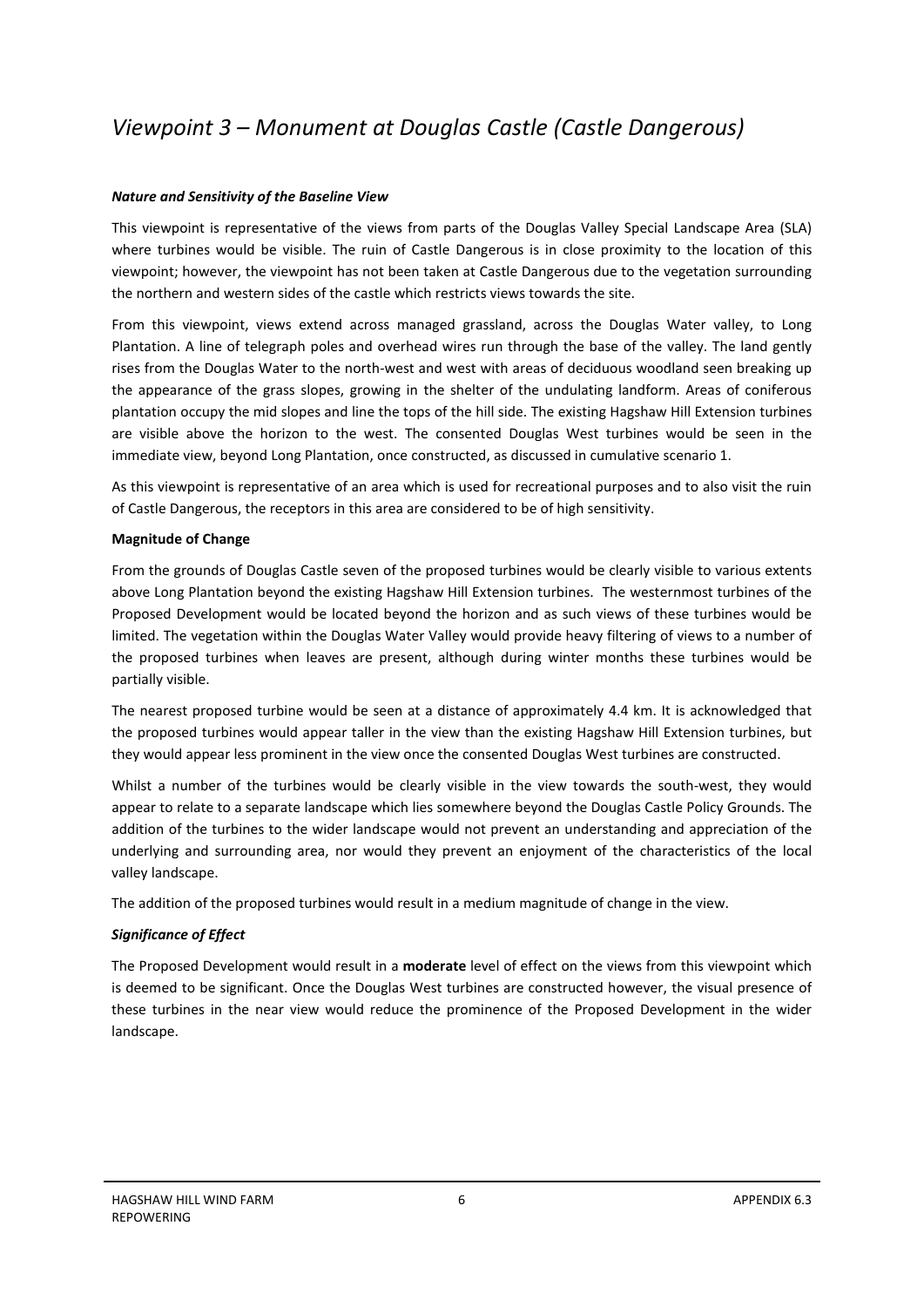# *Viewpoint 3 – Monument at Douglas Castle (Castle Dangerous)*

***Nature and Sensitivity of the Baseline View***

This viewpoint is representative of the views from parts of the Douglas Valley Special Landscape Area (SLA) where turbines would be visible. The ruin of Castle Dangerous is in close proximity to the location of this viewpoint; however, the viewpoint has not been taken at Castle Dangerous due to the vegetation surrounding the northern and western sides of the castle which restricts views towards the site.

From this viewpoint, views extend across managed grassland, across the Douglas Water valley, to Long Plantation. A line of telegraph poles and overhead wires run through the base of the valley. The land gently rises from the Douglas Water to the north-west and west with areas of deciduous woodland seen breaking up the appearance of the grass slopes, growing in the shelter of the undulating landform. Areas of coniferous plantation occupy the mid slopes and line the tops of the hill side. The existing Hagshaw Hill Extension turbines are visible above the horizon to the west. The consented Douglas West turbines would be seen in the immediate view, beyond Long Plantation, once constructed, as discussed in cumulative scenario 1.

As this viewpoint is representative of an area which is used for recreational purposes and to also visit the ruin of Castle Dangerous, the receptors in this area are considered to be of high sensitivity.

**Magnitude of Change**

From the grounds of Douglas Castle seven of the proposed turbines would be clearly visible to various extents above Long Plantation beyond the existing Hagshaw Hill Extension turbines. The westernmost turbines of the Proposed Development would be located beyond the horizon and as such views of these turbines would be limited. The vegetation within the Douglas Water Valley would provide heavy filtering of views to a number of the proposed turbines when leaves are present, although during winter months these turbines would be partially visible.

The nearest proposed turbine would be seen at a distance of approximately 4.4 km. It is acknowledged that the proposed turbines would appear taller in the view than the existing Hagshaw Hill Extension turbines, but they would appear less prominent in the view once the consented Douglas West turbines are constructed.

Whilst a number of the turbines would be clearly visible in the view towards the south-west, they would appear to relate to a separate landscape which lies somewhere beyond the Douglas Castle Policy Grounds. The addition of the turbines to the wider landscape would not prevent an understanding and appreciation of the underlying and surrounding area, nor would they prevent an enjoyment of the characteristics of the local valley landscape.

The addition of the proposed turbines would result in a medium magnitude of change in the view.

***Significance of Effect***

The Proposed Development would result in a **moderate** level of effect on the views from this viewpoint which is deemed to be significant. Once the Douglas West turbines are constructed however, the visual presence of these turbines in the near view would reduce the prominence of the Proposed Development in the wider landscape.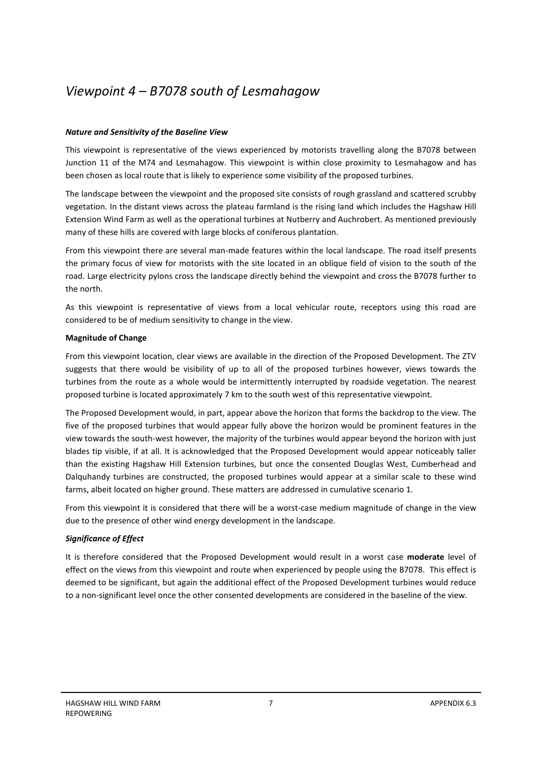# *Viewpoint 4 – B7078 south of Lesmahagow*

***Nature and Sensitivity of the Baseline View***

This viewpoint is representative of the views experienced by motorists travelling along the B7078 between Junction 11 of the M74 and Lesmahagow. This viewpoint is within close proximity to Lesmahagow and has been chosen as local route that is likely to experience some visibility of the proposed turbines.

The landscape between the viewpoint and the proposed site consists of rough grassland and scattered scrubby vegetation. In the distant views across the plateau farmland is the rising land which includes the Hagshaw Hill Extension Wind Farm as well as the operational turbines at Nutberry and Auchrobert. As mentioned previously many of these hills are covered with large blocks of coniferous plantation.

From this viewpoint there are several man-made features within the local landscape. The road itself presents the primary focus of view for motorists with the site located in an oblique field of vision to the south of the road. Large electricity pylons cross the landscape directly behind the viewpoint and cross the B7078 further to the north.

As this viewpoint is representative of views from a local vehicular route, receptors using this road are considered to be of medium sensitivity to change in the view.

**Magnitude of Change**

From this viewpoint location, clear views are available in the direction of the Proposed Development. The ZTV suggests that there would be visibility of up to all of the proposed turbines however, views towards the turbines from the route as a whole would be intermittently interrupted by roadside vegetation. The nearest proposed turbine is located approximately 7 km to the south west of this representative viewpoint.

The Proposed Development would, in part, appear above the horizon that forms the backdrop to the view. The five of the proposed turbines that would appear fully above the horizon would be prominent features in the view towards the south-west however, the majority of the turbines would appear beyond the horizon with just blades tip visible, if at all. It is acknowledged that the Proposed Development would appear noticeably taller than the existing Hagshaw Hill Extension turbines, but once the consented Douglas West, Cumberhead and Dalquhandy turbines are constructed, the proposed turbines would appear at a similar scale to these wind farms, albeit located on higher ground. These matters are addressed in cumulative scenario 1.

From this viewpoint it is considered that there will be a worst-case medium magnitude of change in the view due to the presence of other wind energy development in the landscape.

***Significance of Effect***

It is therefore considered that the Proposed Development would result in a worst case **moderate** level of effect on the views from this viewpoint and route when experienced by people using the B7078. This effect is deemed to be significant, but again the additional effect of the Proposed Development turbines would reduce to a non-significant level once the other consented developments are considered in the baseline of the view.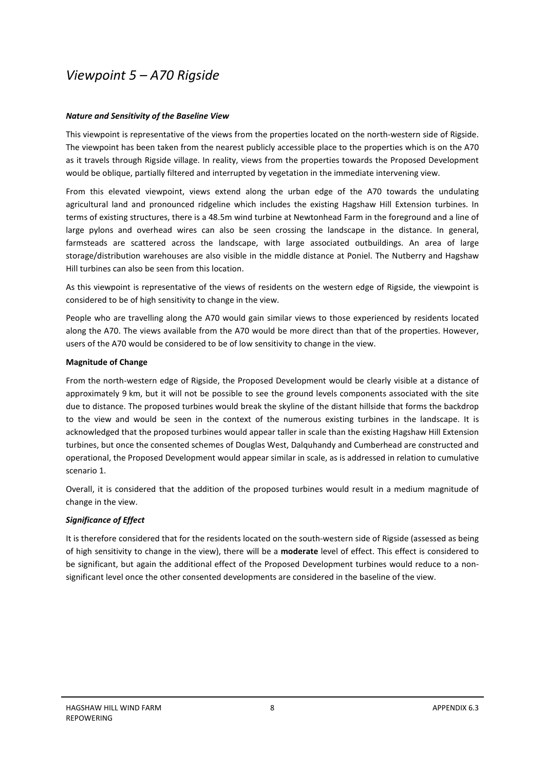## *Viewpoint 5 – A70 Rigside*

***Nature and Sensitivity of the Baseline View***

This viewpoint is representative of the views from the properties located on the north-western side of Rigside. The viewpoint has been taken from the nearest publicly accessible place to the properties which is on the A70 as it travels through Rigside village. In reality, views from the properties towards the Proposed Development would be oblique, partially filtered and interrupted by vegetation in the immediate intervening view.

From this elevated viewpoint, views extend along the urban edge of the A70 towards the undulating agricultural land and pronounced ridgeline which includes the existing Hagshaw Hill Extension turbines. In terms of existing structures, there is a 48.5m wind turbine at Newtonhead Farm in the foreground and a line of large pylons and overhead wires can also be seen crossing the landscape in the distance. In general, farmsteads are scattered across the landscape, with large associated outbuildings. An area of large storage/distribution warehouses are also visible in the middle distance at Poniel. The Nutberry and Hagshaw Hill turbines can also be seen from this location.

As this viewpoint is representative of the views of residents on the western edge of Rigside, the viewpoint is considered to be of high sensitivity to change in the view.

People who are travelling along the A70 would gain similar views to those experienced by residents located along the A70. The views available from the A70 would be more direct than that of the properties. However, users of the A70 would be considered to be of low sensitivity to change in the view.

**Magnitude of Change**

From the north-western edge of Rigside, the Proposed Development would be clearly visible at a distance of approximately 9 km, but it will not be possible to see the ground levels components associated with the site due to distance. The proposed turbines would break the skyline of the distant hillside that forms the backdrop to the view and would be seen in the context of the numerous existing turbines in the landscape. It is acknowledged that the proposed turbines would appear taller in scale than the existing Hagshaw Hill Extension turbines, but once the consented schemes of Douglas West, Dalquhandy and Cumberhead are constructed and operational, the Proposed Development would appear similar in scale, as is addressed in relation to cumulative scenario 1.

Overall, it is considered that the addition of the proposed turbines would result in a medium magnitude of change in the view.

***Significance of Effect***

It is therefore considered that for the residents located on the south-western side of Rigside (assessed as being of high sensitivity to change in the view), there will be a **moderate** level of effect. This effect is considered to be significant, but again the additional effect of the Proposed Development turbines would reduce to a non-significant level once the other consented developments are considered in the baseline of the view.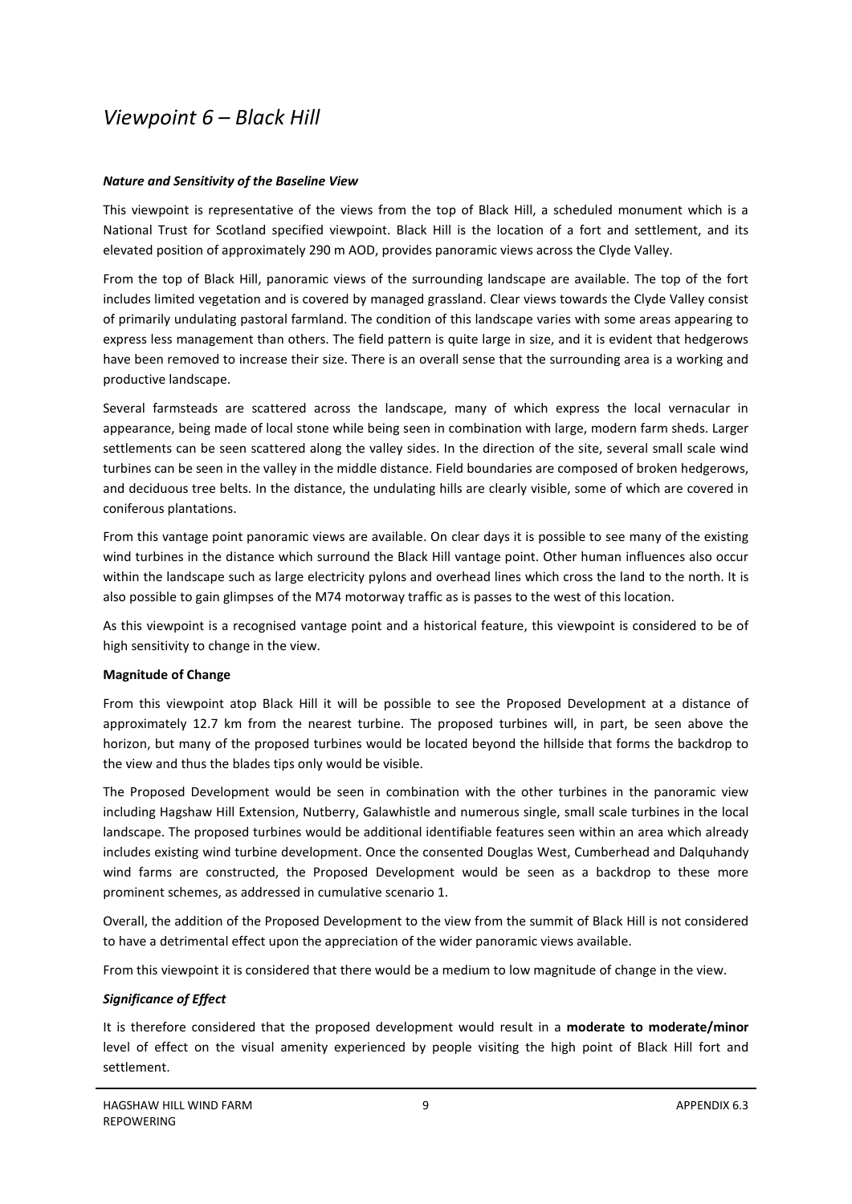# *Viewpoint 6 – Black Hill*

***Nature and Sensitivity of the Baseline View***

This viewpoint is representative of the views from the top of Black Hill, a scheduled monument which is a National Trust for Scotland specified viewpoint. Black Hill is the location of a fort and settlement, and its elevated position of approximately 290 m AOD, provides panoramic views across the Clyde Valley.

From the top of Black Hill, panoramic views of the surrounding landscape are available. The top of the fort includes limited vegetation and is covered by managed grassland. Clear views towards the Clyde Valley consist of primarily undulating pastoral farmland. The condition of this landscape varies with some areas appearing to express less management than others. The field pattern is quite large in size, and it is evident that hedgerows have been removed to increase their size. There is an overall sense that the surrounding area is a working and productive landscape.

Several farmsteads are scattered across the landscape, many of which express the local vernacular in appearance, being made of local stone while being seen in combination with large, modern farm sheds. Larger settlements can be seen scattered along the valley sides. In the direction of the site, several small scale wind turbines can be seen in the valley in the middle distance. Field boundaries are composed of broken hedgerows, and deciduous tree belts. In the distance, the undulating hills are clearly visible, some of which are covered in coniferous plantations.

From this vantage point panoramic views are available. On clear days it is possible to see many of the existing wind turbines in the distance which surround the Black Hill vantage point. Other human influences also occur within the landscape such as large electricity pylons and overhead lines which cross the land to the north. It is also possible to gain glimpses of the M74 motorway traffic as is passes to the west of this location.

As this viewpoint is a recognised vantage point and a historical feature, this viewpoint is considered to be of high sensitivity to change in the view.

**Magnitude of Change**

From this viewpoint atop Black Hill it will be possible to see the Proposed Development at a distance of approximately 12.7 km from the nearest turbine. The proposed turbines will, in part, be seen above the horizon, but many of the proposed turbines would be located beyond the hillside that forms the backdrop to the view and thus the blades tips only would be visible.

The Proposed Development would be seen in combination with the other turbines in the panoramic view including Hagshaw Hill Extension, Nutberry, Galawhistle and numerous single, small scale turbines in the local landscape. The proposed turbines would be additional identifiable features seen within an area which already includes existing wind turbine development. Once the consented Douglas West, Cumberhead and Dalquhandy wind farms are constructed, the Proposed Development would be seen as a backdrop to these more prominent schemes, as addressed in cumulative scenario 1.

Overall, the addition of the Proposed Development to the view from the summit of Black Hill is not considered to have a detrimental effect upon the appreciation of the wider panoramic views available.

From this viewpoint it is considered that there would be a medium to low magnitude of change in the view.

***Significance of Effect***

It is therefore considered that the proposed development would result in a **moderate to moderate/minor** level of effect on the visual amenity experienced by people visiting the high point of Black Hill fort and settlement.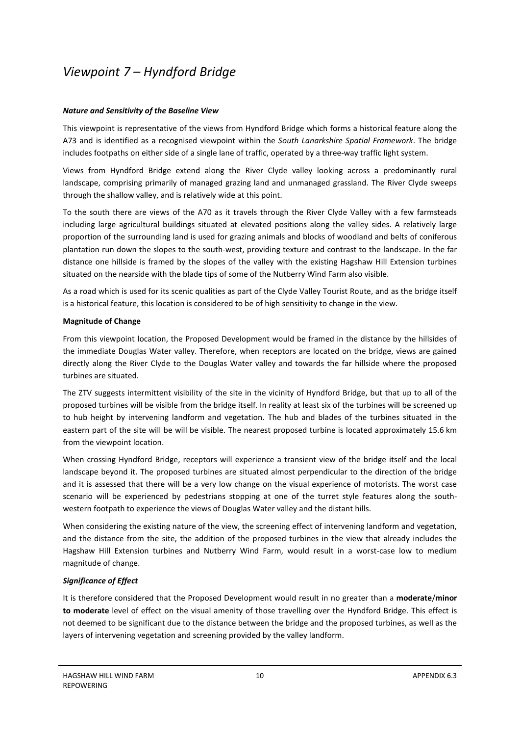# *Viewpoint 7 – Hyndford Bridge*

***Nature and Sensitivity of the Baseline View***

This viewpoint is representative of the views from Hyndford Bridge which forms a historical feature along the A73 and is identified as a recognised viewpoint within the *South Lanarkshire Spatial Framework*. The bridge includes footpaths on either side of a single lane of traffic, operated by a three-way traffic light system.

Views from Hyndford Bridge extend along the River Clyde valley looking across a predominantly rural landscape, comprising primarily of managed grazing land and unmanaged grassland. The River Clyde sweeps through the shallow valley, and is relatively wide at this point.

To the south there are views of the A70 as it travels through the River Clyde Valley with a few farmsteads including large agricultural buildings situated at elevated positions along the valley sides. A relatively large proportion of the surrounding land is used for grazing animals and blocks of woodland and belts of coniferous plantation run down the slopes to the south-west, providing texture and contrast to the landscape. In the far distance one hillside is framed by the slopes of the valley with the existing Hagshaw Hill Extension turbines situated on the nearside with the blade tips of some of the Nutberry Wind Farm also visible.

As a road which is used for its scenic qualities as part of the Clyde Valley Tourist Route, and as the bridge itself is a historical feature, this location is considered to be of high sensitivity to change in the view.

**Magnitude of Change**

From this viewpoint location, the Proposed Development would be framed in the distance by the hillsides of the immediate Douglas Water valley. Therefore, when receptors are located on the bridge, views are gained directly along the River Clyde to the Douglas Water valley and towards the far hillside where the proposed turbines are situated.

The ZTV suggests intermittent visibility of the site in the vicinity of Hyndford Bridge, but that up to all of the proposed turbines will be visible from the bridge itself. In reality at least six of the turbines will be screened up to hub height by intervening landform and vegetation. The hub and blades of the turbines situated in the eastern part of the site will be will be visible. The nearest proposed turbine is located approximately 15.6 km from the viewpoint location.

When crossing Hyndford Bridge, receptors will experience a transient view of the bridge itself and the local landscape beyond it. The proposed turbines are situated almost perpendicular to the direction of the bridge and it is assessed that there will be a very low change on the visual experience of motorists. The worst case scenario will be experienced by pedestrians stopping at one of the turret style features along the south-western footpath to experience the views of Douglas Water valley and the distant hills.

When considering the existing nature of the view, the screening effect of intervening landform and vegetation, and the distance from the site, the addition of the proposed turbines in the view that already includes the Hagshaw Hill Extension turbines and Nutberry Wind Farm, would result in a worst-case low to medium magnitude of change.

***Significance of Effect***

It is therefore considered that the Proposed Development would result in no greater than a **moderate**/**minor to moderate** level of effect on the visual amenity of those travelling over the Hyndford Bridge. This effect is not deemed to be significant due to the distance between the bridge and the proposed turbines, as well as the layers of intervening vegetation and screening provided by the valley landform.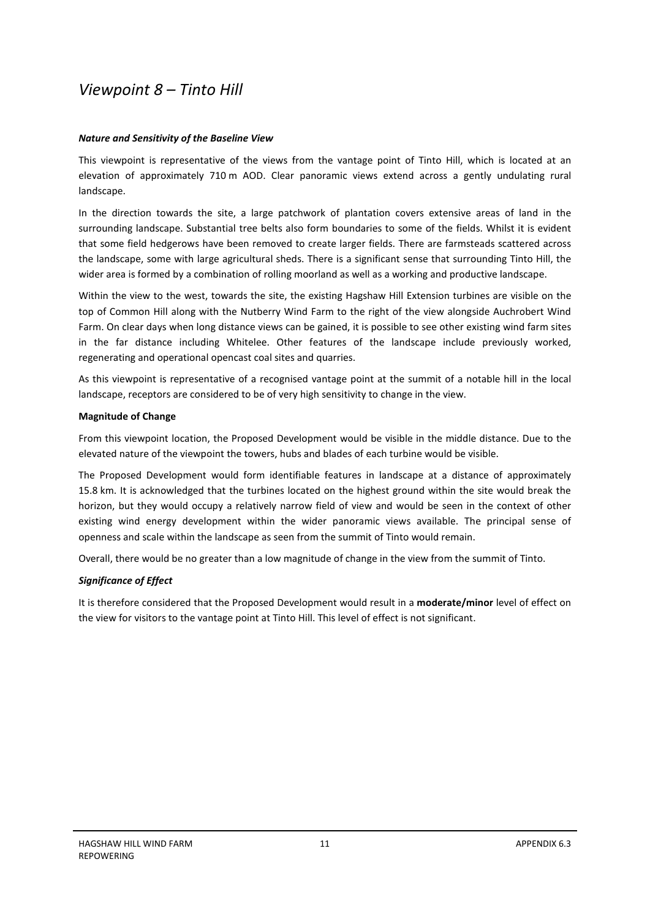## *Viewpoint 8 – Tinto Hill*

***Nature and Sensitivity of the Baseline View***

This viewpoint is representative of the views from the vantage point of Tinto Hill, which is located at an elevation of approximately 710 m AOD. Clear panoramic views extend across a gently undulating rural landscape.

In the direction towards the site, a large patchwork of plantation covers extensive areas of land in the surrounding landscape. Substantial tree belts also form boundaries to some of the fields. Whilst it is evident that some field hedgerows have been removed to create larger fields. There are farmsteads scattered across the landscape, some with large agricultural sheds. There is a significant sense that surrounding Tinto Hill, the wider area is formed by a combination of rolling moorland as well as a working and productive landscape.

Within the view to the west, towards the site, the existing Hagshaw Hill Extension turbines are visible on the top of Common Hill along with the Nutberry Wind Farm to the right of the view alongside Auchrobert Wind Farm. On clear days when long distance views can be gained, it is possible to see other existing wind farm sites in the far distance including Whitelee. Other features of the landscape include previously worked, regenerating and operational opencast coal sites and quarries.

As this viewpoint is representative of a recognised vantage point at the summit of a notable hill in the local landscape, receptors are considered to be of very high sensitivity to change in the view.

**Magnitude of Change**

From this viewpoint location, the Proposed Development would be visible in the middle distance. Due to the elevated nature of the viewpoint the towers, hubs and blades of each turbine would be visible.

The Proposed Development would form identifiable features in landscape at a distance of approximately 15.8 km. It is acknowledged that the turbines located on the highest ground within the site would break the horizon, but they would occupy a relatively narrow field of view and would be seen in the context of other existing wind energy development within the wider panoramic views available. The principal sense of openness and scale within the landscape as seen from the summit of Tinto would remain.

Overall, there would be no greater than a low magnitude of change in the view from the summit of Tinto.

***Significance of Effect***

It is therefore considered that the Proposed Development would result in a **moderate/minor** level of effect on the view for visitors to the vantage point at Tinto Hill. This level of effect is not significant.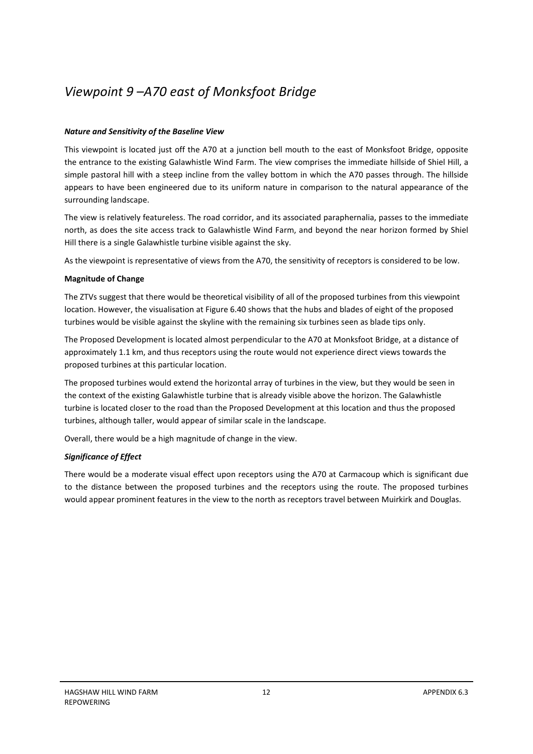# *Viewpoint 9 –A70 east of Monksfoot Bridge*

***Nature and Sensitivity of the Baseline View***

This viewpoint is located just off the A70 at a junction bell mouth to the east of Monksfoot Bridge, opposite the entrance to the existing Galawhistle Wind Farm. The view comprises the immediate hillside of Shiel Hill, a simple pastoral hill with a steep incline from the valley bottom in which the A70 passes through. The hillside appears to have been engineered due to its uniform nature in comparison to the natural appearance of the surrounding landscape.

The view is relatively featureless. The road corridor, and its associated paraphernalia, passes to the immediate north, as does the site access track to Galawhistle Wind Farm, and beyond the near horizon formed by Shiel Hill there is a single Galawhistle turbine visible against the sky.

As the viewpoint is representative of views from the A70, the sensitivity of receptors is considered to be low.

**Magnitude of Change**

The ZTVs suggest that there would be theoretical visibility of all of the proposed turbines from this viewpoint location. However, the visualisation at Figure 6.40 shows that the hubs and blades of eight of the proposed turbines would be visible against the skyline with the remaining six turbines seen as blade tips only.

The Proposed Development is located almost perpendicular to the A70 at Monksfoot Bridge, at a distance of approximately 1.1 km, and thus receptors using the route would not experience direct views towards the proposed turbines at this particular location.

The proposed turbines would extend the horizontal array of turbines in the view, but they would be seen in the context of the existing Galawhistle turbine that is already visible above the horizon. The Galawhistle turbine is located closer to the road than the Proposed Development at this location and thus the proposed turbines, although taller, would appear of similar scale in the landscape.

Overall, there would be a high magnitude of change in the view.

***Significance of Effect***

There would be a moderate visual effect upon receptors using the A70 at Carmacoup which is significant due to the distance between the proposed turbines and the receptors using the route. The proposed turbines would appear prominent features in the view to the north as receptors travel between Muirkirk and Douglas.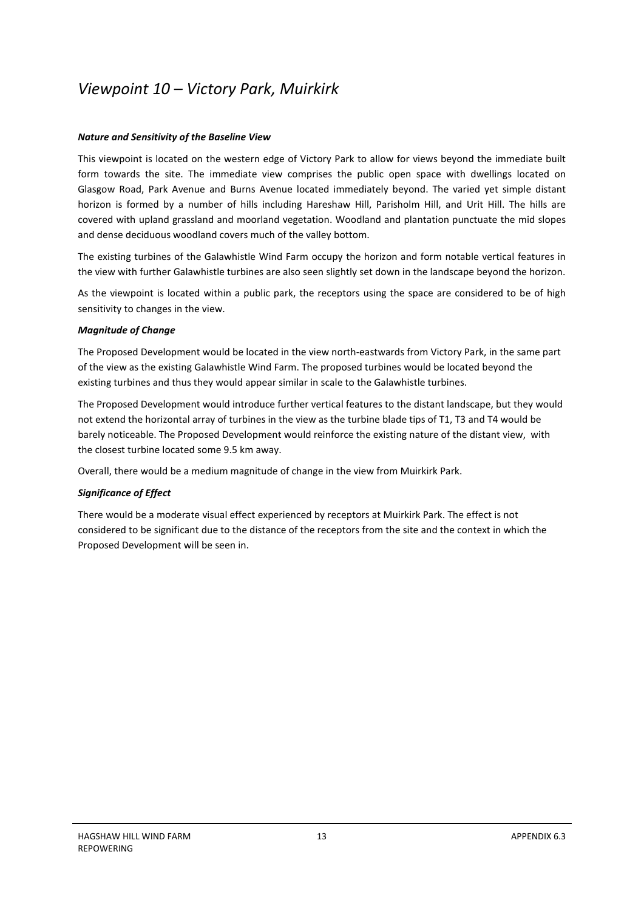## *Viewpoint 10 – Victory Park, Muirkirk*

***Nature and Sensitivity of the Baseline View***

This viewpoint is located on the western edge of Victory Park to allow for views beyond the immediate built form towards the site. The immediate view comprises the public open space with dwellings located on Glasgow Road, Park Avenue and Burns Avenue located immediately beyond. The varied yet simple distant horizon is formed by a number of hills including Hareshaw Hill, Parisholm Hill, and Urit Hill. The hills are covered with upland grassland and moorland vegetation. Woodland and plantation punctuate the mid slopes and dense deciduous woodland covers much of the valley bottom.

The existing turbines of the Galawhistle Wind Farm occupy the horizon and form notable vertical features in the view with further Galawhistle turbines are also seen slightly set down in the landscape beyond the horizon.

As the viewpoint is located within a public park, the receptors using the space are considered to be of high sensitivity to changes in the view.

***Magnitude of Change***

The Proposed Development would be located in the view north-eastwards from Victory Park, in the same part of the view as the existing Galawhistle Wind Farm. The proposed turbines would be located beyond the existing turbines and thus they would appear similar in scale to the Galawhistle turbines.

The Proposed Development would introduce further vertical features to the distant landscape, but they would not extend the horizontal array of turbines in the view as the turbine blade tips of T1, T3 and T4 would be barely noticeable. The Proposed Development would reinforce the existing nature of the distant view, with the closest turbine located some 9.5 km away.

Overall, there would be a medium magnitude of change in the view from Muirkirk Park.

***Significance of Effect***

There would be a moderate visual effect experienced by receptors at Muirkirk Park. The effect is not considered to be significant due to the distance of the receptors from the site and the context in which the Proposed Development will be seen in.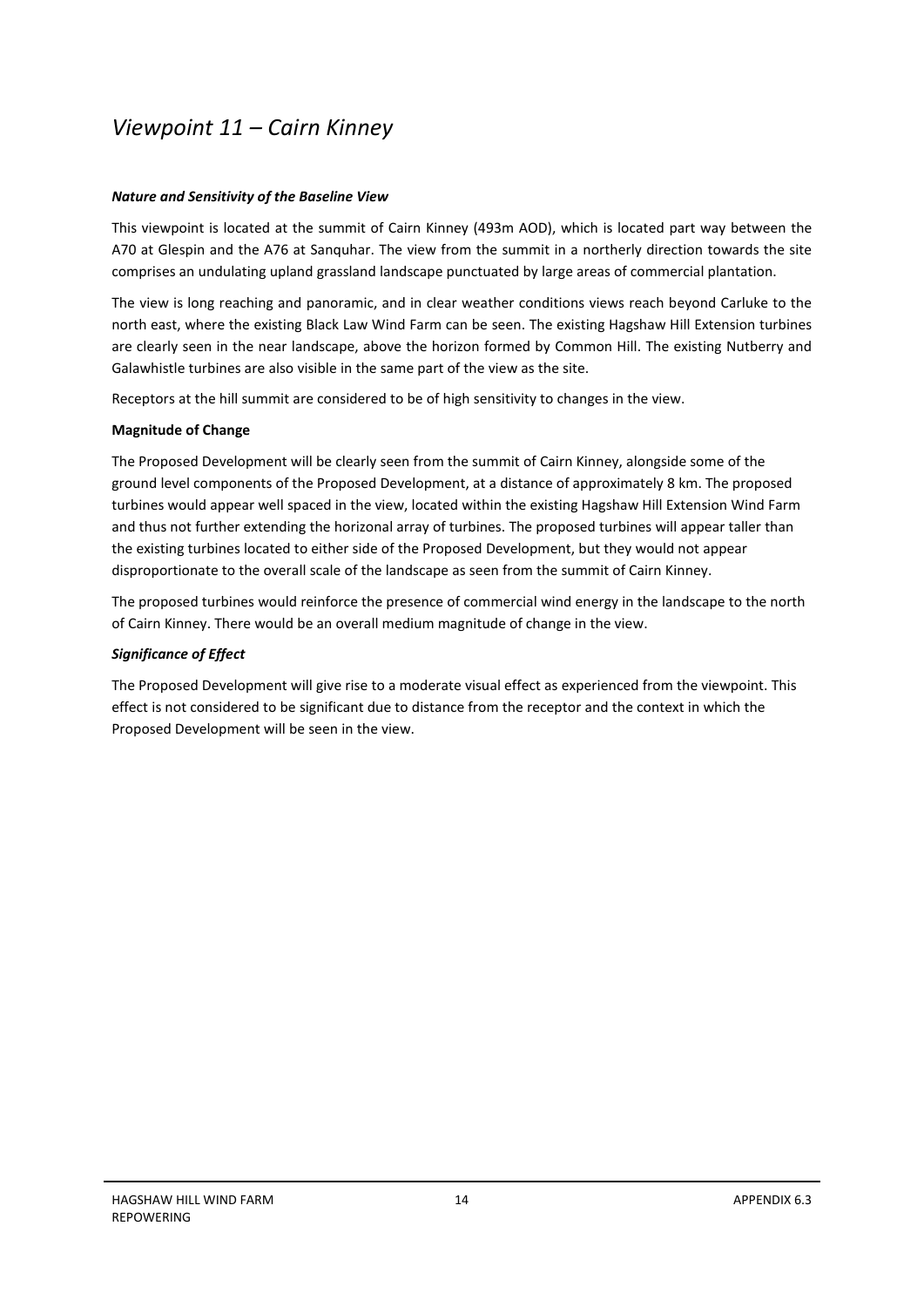# *Viewpoint 11 – Cairn Kinney*

***Nature and Sensitivity of the Baseline View***

This viewpoint is located at the summit of Cairn Kinney (493m AOD), which is located part way between the A70 at Glespin and the A76 at Sanquhar. The view from the summit in a northerly direction towards the site comprises an undulating upland grassland landscape punctuated by large areas of commercial plantation.

The view is long reaching and panoramic, and in clear weather conditions views reach beyond Carluke to the north east, where the existing Black Law Wind Farm can be seen. The existing Hagshaw Hill Extension turbines are clearly seen in the near landscape, above the horizon formed by Common Hill. The existing Nutberry and Galawhistle turbines are also visible in the same part of the view as the site.

Receptors at the hill summit are considered to be of high sensitivity to changes in the view.

**Magnitude of Change**

The Proposed Development will be clearly seen from the summit of Cairn Kinney, alongside some of the ground level components of the Proposed Development, at a distance of approximately 8 km. The proposed turbines would appear well spaced in the view, located within the existing Hagshaw Hill Extension Wind Farm and thus not further extending the horizonal array of turbines. The proposed turbines will appear taller than the existing turbines located to either side of the Proposed Development, but they would not appear disproportionate to the overall scale of the landscape as seen from the summit of Cairn Kinney.

The proposed turbines would reinforce the presence of commercial wind energy in the landscape to the north of Cairn Kinney. There would be an overall medium magnitude of change in the view.

***Significance of Effect***

The Proposed Development will give rise to a moderate visual effect as experienced from the viewpoint. This effect is not considered to be significant due to distance from the receptor and the context in which the Proposed Development will be seen in the view.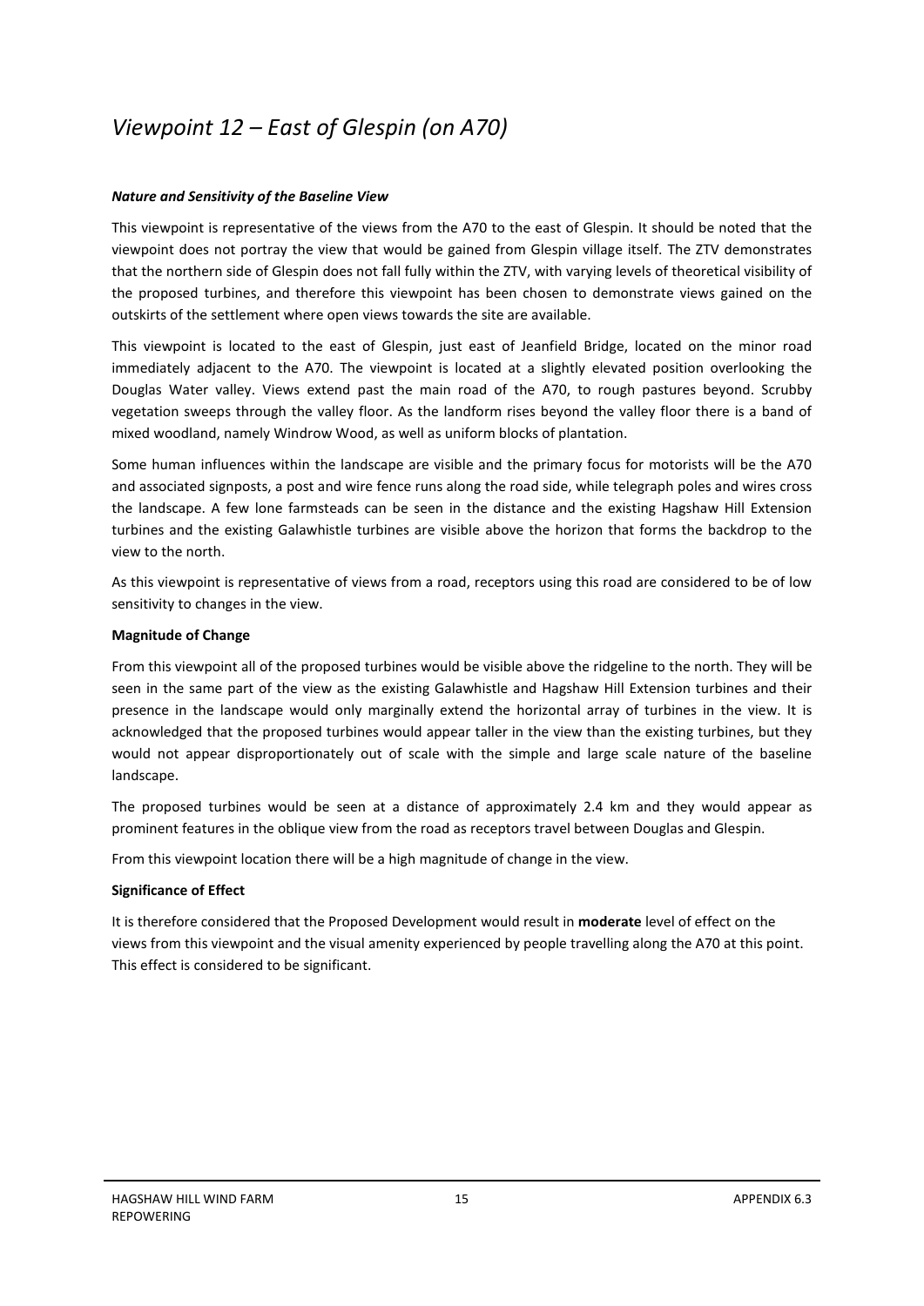# *Viewpoint 12 – East of Glespin (on A70)*

***Nature and Sensitivity of the Baseline View***

This viewpoint is representative of the views from the A70 to the east of Glespin. It should be noted that the viewpoint does not portray the view that would be gained from Glespin village itself. The ZTV demonstrates that the northern side of Glespin does not fall fully within the ZTV, with varying levels of theoretical visibility of the proposed turbines, and therefore this viewpoint has been chosen to demonstrate views gained on the outskirts of the settlement where open views towards the site are available.

This viewpoint is located to the east of Glespin, just east of Jeanfield Bridge, located on the minor road immediately adjacent to the A70. The viewpoint is located at a slightly elevated position overlooking the Douglas Water valley. Views extend past the main road of the A70, to rough pastures beyond. Scrubby vegetation sweeps through the valley floor. As the landform rises beyond the valley floor there is a band of mixed woodland, namely Windrow Wood, as well as uniform blocks of plantation.

Some human influences within the landscape are visible and the primary focus for motorists will be the A70 and associated signposts, a post and wire fence runs along the road side, while telegraph poles and wires cross the landscape. A few lone farmsteads can be seen in the distance and the existing Hagshaw Hill Extension turbines and the existing Galawhistle turbines are visible above the horizon that forms the backdrop to the view to the north.

As this viewpoint is representative of views from a road, receptors using this road are considered to be of low sensitivity to changes in the view.

**Magnitude of Change**

From this viewpoint all of the proposed turbines would be visible above the ridgeline to the north. They will be seen in the same part of the view as the existing Galawhistle and Hagshaw Hill Extension turbines and their presence in the landscape would only marginally extend the horizontal array of turbines in the view. It is acknowledged that the proposed turbines would appear taller in the view than the existing turbines, but they would not appear disproportionately out of scale with the simple and large scale nature of the baseline landscape.

The proposed turbines would be seen at a distance of approximately 2.4 km and they would appear as prominent features in the oblique view from the road as receptors travel between Douglas and Glespin.

From this viewpoint location there will be a high magnitude of change in the view.

**Significance of Effect**

It is therefore considered that the Proposed Development would result in **moderate** level of effect on the views from this viewpoint and the visual amenity experienced by people travelling along the A70 at this point. This effect is considered to be significant.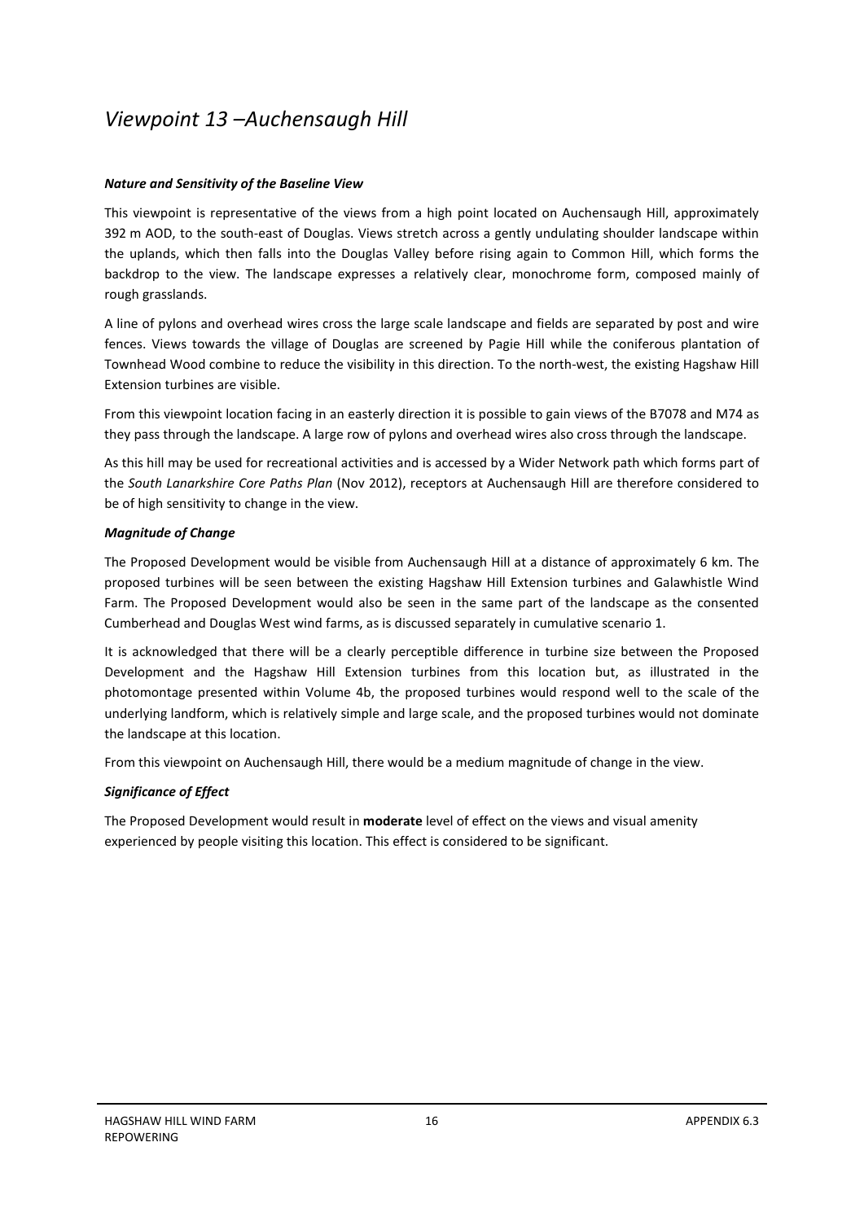## *Viewpoint 13 –Auchensaugh Hill*

***Nature and Sensitivity of the Baseline View***

This viewpoint is representative of the views from a high point located on Auchensaugh Hill, approximately 392 m AOD, to the south-east of Douglas. Views stretch across a gently undulating shoulder landscape within the uplands, which then falls into the Douglas Valley before rising again to Common Hill, which forms the backdrop to the view. The landscape expresses a relatively clear, monochrome form, composed mainly of rough grasslands.

A line of pylons and overhead wires cross the large scale landscape and fields are separated by post and wire fences. Views towards the village of Douglas are screened by Pagie Hill while the coniferous plantation of Townhead Wood combine to reduce the visibility in this direction. To the north-west, the existing Hagshaw Hill Extension turbines are visible.

From this viewpoint location facing in an easterly direction it is possible to gain views of the B7078 and M74 as they pass through the landscape. A large row of pylons and overhead wires also cross through the landscape.

As this hill may be used for recreational activities and is accessed by a Wider Network path which forms part of the *South Lanarkshire Core Paths Plan* (Nov 2012), receptors at Auchensaugh Hill are therefore considered to be of high sensitivity to change in the view.

***Magnitude of Change***

The Proposed Development would be visible from Auchensaugh Hill at a distance of approximately 6 km. The proposed turbines will be seen between the existing Hagshaw Hill Extension turbines and Galawhistle Wind Farm. The Proposed Development would also be seen in the same part of the landscape as the consented Cumberhead and Douglas West wind farms, as is discussed separately in cumulative scenario 1.

It is acknowledged that there will be a clearly perceptible difference in turbine size between the Proposed Development and the Hagshaw Hill Extension turbines from this location but, as illustrated in the photomontage presented within Volume 4b, the proposed turbines would respond well to the scale of the underlying landform, which is relatively simple and large scale, and the proposed turbines would not dominate the landscape at this location.

From this viewpoint on Auchensaugh Hill, there would be a medium magnitude of change in the view.

***Significance of Effect***

The Proposed Development would result in **moderate** level of effect on the views and visual amenity experienced by people visiting this location. This effect is considered to be significant.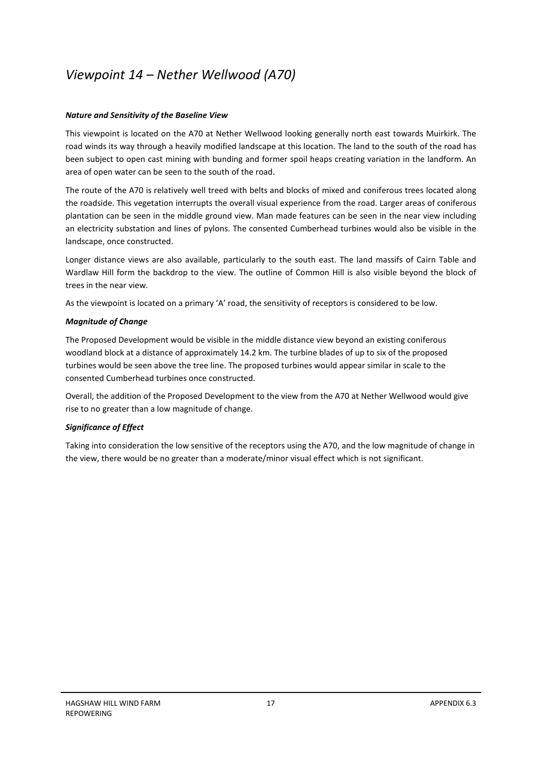## *Viewpoint 14 – Nether Wellwood (A70)*

***Nature and Sensitivity of the Baseline View***

This viewpoint is located on the A70 at Nether Wellwood looking generally north east towards Muirkirk. The road winds its way through a heavily modified landscape at this location. The land to the south of the road has been subject to open cast mining with bunding and former spoil heaps creating variation in the landform. An area of open water can be seen to the south of the road.

The route of the A70 is relatively well treed with belts and blocks of mixed and coniferous trees located along the roadside. This vegetation interrupts the overall visual experience from the road. Larger areas of coniferous plantation can be seen in the middle ground view. Man made features can be seen in the near view including an electricity substation and lines of pylons. The consented Cumberhead turbines would also be visible in the landscape, once constructed.

Longer distance views are also available, particularly to the south east. The land massifs of Cairn Table and Wardlaw Hill form the backdrop to the view. The outline of Common Hill is also visible beyond the block of trees in the near view.

As the viewpoint is located on a primary 'A' road, the sensitivity of receptors is considered to be low.

***Magnitude of Change***

The Proposed Development would be visible in the middle distance view beyond an existing coniferous woodland block at a distance of approximately 14.2 km. The turbine blades of up to six of the proposed turbines would be seen above the tree line. The proposed turbines would appear similar in scale to the consented Cumberhead turbines once constructed.

Overall, the addition of the Proposed Development to the view from the A70 at Nether Wellwood would give rise to no greater than a low magnitude of change.

***Significance of Effect***

Taking into consideration the low sensitive of the receptors using the A70, and the low magnitude of change in the view, there would be no greater than a moderate/minor visual effect which is not significant.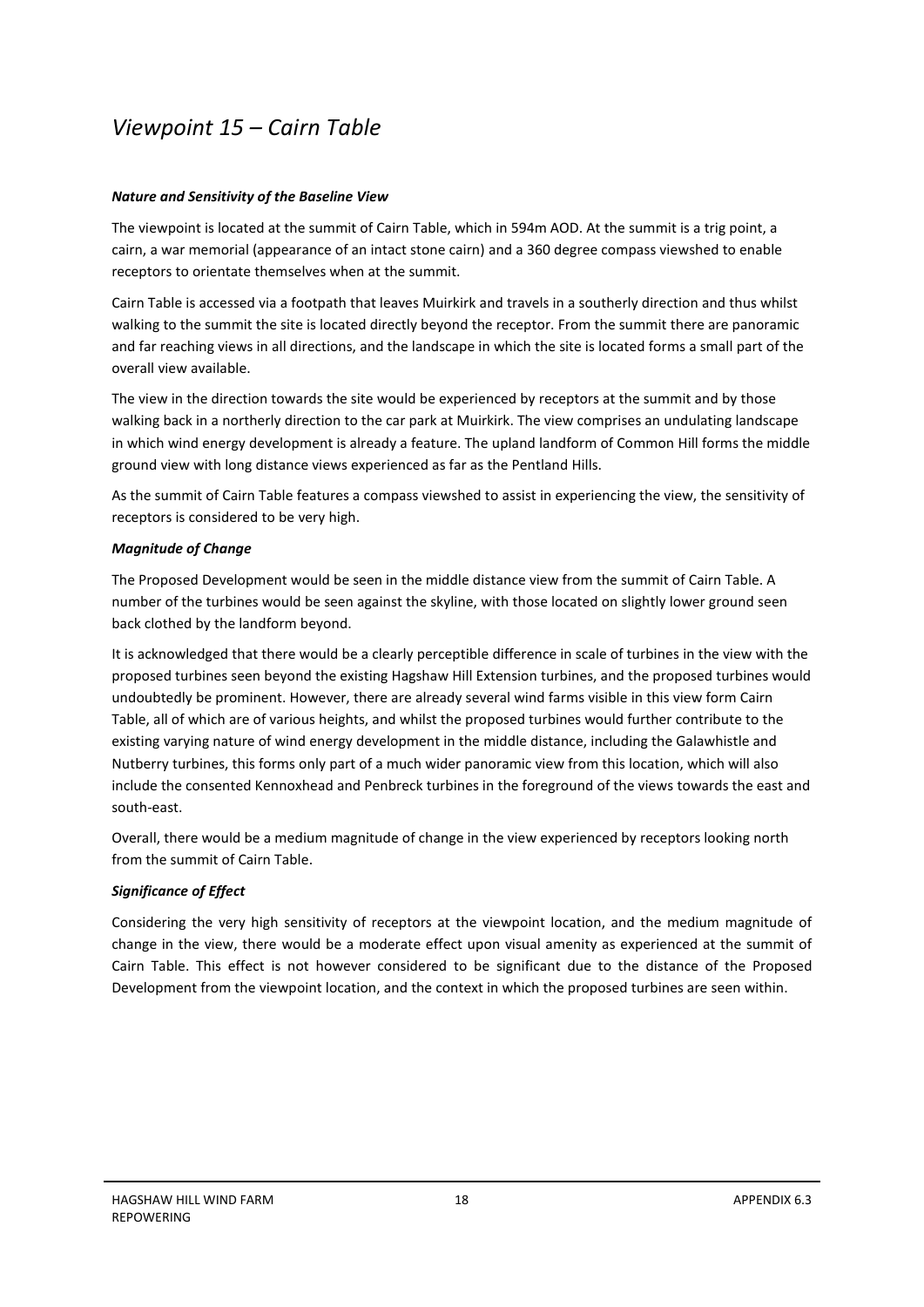# *Viewpoint 15 – Cairn Table*

***Nature and Sensitivity of the Baseline View***

The viewpoint is located at the summit of Cairn Table, which in 594m AOD. At the summit is a trig point, a cairn, a war memorial (appearance of an intact stone cairn) and a 360 degree compass viewshed to enable receptors to orientate themselves when at the summit.

Cairn Table is accessed via a footpath that leaves Muirkirk and travels in a southerly direction and thus whilst walking to the summit the site is located directly beyond the receptor. From the summit there are panoramic and far reaching views in all directions, and the landscape in which the site is located forms a small part of the overall view available.

The view in the direction towards the site would be experienced by receptors at the summit and by those walking back in a northerly direction to the car park at Muirkirk. The view comprises an undulating landscape in which wind energy development is already a feature. The upland landform of Common Hill forms the middle ground view with long distance views experienced as far as the Pentland Hills.

As the summit of Cairn Table features a compass viewshed to assist in experiencing the view, the sensitivity of receptors is considered to be very high.

***Magnitude of Change***

The Proposed Development would be seen in the middle distance view from the summit of Cairn Table. A number of the turbines would be seen against the skyline, with those located on slightly lower ground seen back clothed by the landform beyond.

It is acknowledged that there would be a clearly perceptible difference in scale of turbines in the view with the proposed turbines seen beyond the existing Hagshaw Hill Extension turbines, and the proposed turbines would undoubtedly be prominent. However, there are already several wind farms visible in this view form Cairn Table, all of which are of various heights, and whilst the proposed turbines would further contribute to the existing varying nature of wind energy development in the middle distance, including the Galawhistle and Nutberry turbines, this forms only part of a much wider panoramic view from this location, which will also include the consented Kennoxhead and Penbreck turbines in the foreground of the views towards the east and south-east.

Overall, there would be a medium magnitude of change in the view experienced by receptors looking north from the summit of Cairn Table.

***Significance of Effect***

Considering the very high sensitivity of receptors at the viewpoint location, and the medium magnitude of change in the view, there would be a moderate effect upon visual amenity as experienced at the summit of Cairn Table. This effect is not however considered to be significant due to the distance of the Proposed Development from the viewpoint location, and the context in which the proposed turbines are seen within.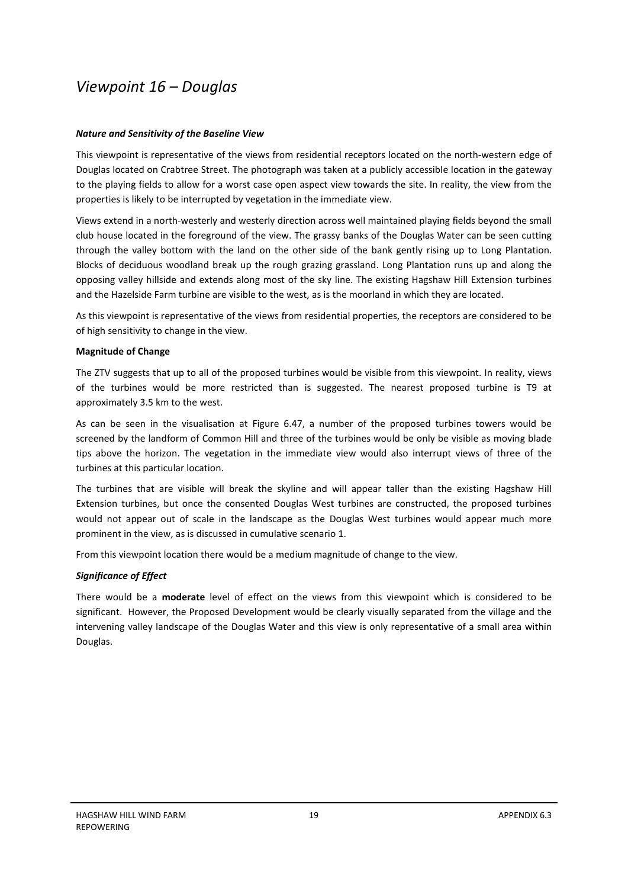# *Viewpoint 16 – Douglas*

***Nature and Sensitivity of the Baseline View***

This viewpoint is representative of the views from residential receptors located on the north-western edge of Douglas located on Crabtree Street. The photograph was taken at a publicly accessible location in the gateway to the playing fields to allow for a worst case open aspect view towards the site. In reality, the view from the properties is likely to be interrupted by vegetation in the immediate view.

Views extend in a north-westerly and westerly direction across well maintained playing fields beyond the small club house located in the foreground of the view. The grassy banks of the Douglas Water can be seen cutting through the valley bottom with the land on the other side of the bank gently rising up to Long Plantation. Blocks of deciduous woodland break up the rough grazing grassland. Long Plantation runs up and along the opposing valley hillside and extends along most of the sky line. The existing Hagshaw Hill Extension turbines and the Hazelside Farm turbine are visible to the west, as is the moorland in which they are located.

As this viewpoint is representative of the views from residential properties, the receptors are considered to be of high sensitivity to change in the view.

**Magnitude of Change**

The ZTV suggests that up to all of the proposed turbines would be visible from this viewpoint. In reality, views of the turbines would be more restricted than is suggested. The nearest proposed turbine is T9 at approximately 3.5 km to the west.

As can be seen in the visualisation at Figure 6.47, a number of the proposed turbines towers would be screened by the landform of Common Hill and three of the turbines would be only be visible as moving blade tips above the horizon. The vegetation in the immediate view would also interrupt views of three of the turbines at this particular location.

The turbines that are visible will break the skyline and will appear taller than the existing Hagshaw Hill Extension turbines, but once the consented Douglas West turbines are constructed, the proposed turbines would not appear out of scale in the landscape as the Douglas West turbines would appear much more prominent in the view, as is discussed in cumulative scenario 1.

From this viewpoint location there would be a medium magnitude of change to the view.

***Significance of Effect***

There would be a **moderate** level of effect on the views from this viewpoint which is considered to be significant. However, the Proposed Development would be clearly visually separated from the village and the intervening valley landscape of the Douglas Water and this view is only representative of a small area within Douglas.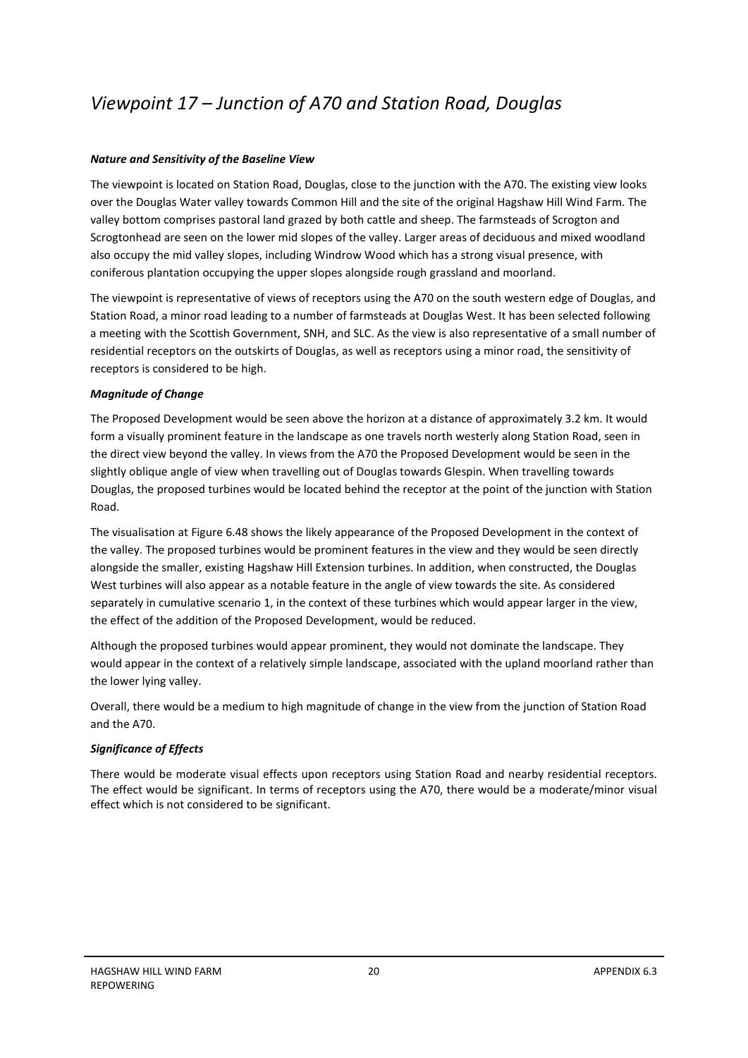# *Viewpoint 17 – Junction of A70 and Station Road, Douglas*

***Nature and Sensitivity of the Baseline View***

The viewpoint is located on Station Road, Douglas, close to the junction with the A70. The existing view looks over the Douglas Water valley towards Common Hill and the site of the original Hagshaw Hill Wind Farm. The valley bottom comprises pastoral land grazed by both cattle and sheep. The farmsteads of Scrogton and Scrogtonhead are seen on the lower mid slopes of the valley. Larger areas of deciduous and mixed woodland also occupy the mid valley slopes, including Windrow Wood which has a strong visual presence, with coniferous plantation occupying the upper slopes alongside rough grassland and moorland.

The viewpoint is representative of views of receptors using the A70 on the south western edge of Douglas, and Station Road, a minor road leading to a number of farmsteads at Douglas West. It has been selected following a meeting with the Scottish Government, SNH, and SLC. As the view is also representative of a small number of residential receptors on the outskirts of Douglas, as well as receptors using a minor road, the sensitivity of receptors is considered to be high.

***Magnitude of Change***

The Proposed Development would be seen above the horizon at a distance of approximately 3.2 km. It would form a visually prominent feature in the landscape as one travels north westerly along Station Road, seen in the direct view beyond the valley. In views from the A70 the Proposed Development would be seen in the slightly oblique angle of view when travelling out of Douglas towards Glespin. When travelling towards Douglas, the proposed turbines would be located behind the receptor at the point of the junction with Station Road.

The visualisation at Figure 6.48 shows the likely appearance of the Proposed Development in the context of the valley. The proposed turbines would be prominent features in the view and they would be seen directly alongside the smaller, existing Hagshaw Hill Extension turbines. In addition, when constructed, the Douglas West turbines will also appear as a notable feature in the angle of view towards the site. As considered separately in cumulative scenario 1, in the context of these turbines which would appear larger in the view, the effect of the addition of the Proposed Development, would be reduced.

Although the proposed turbines would appear prominent, they would not dominate the landscape. They would appear in the context of a relatively simple landscape, associated with the upland moorland rather than the lower lying valley.

Overall, there would be a medium to high magnitude of change in the view from the junction of Station Road and the A70.

***Significance of Effects***

There would be moderate visual effects upon receptors using Station Road and nearby residential receptors. The effect would be significant. In terms of receptors using the A70, there would be a moderate/minor visual effect which is not considered to be significant.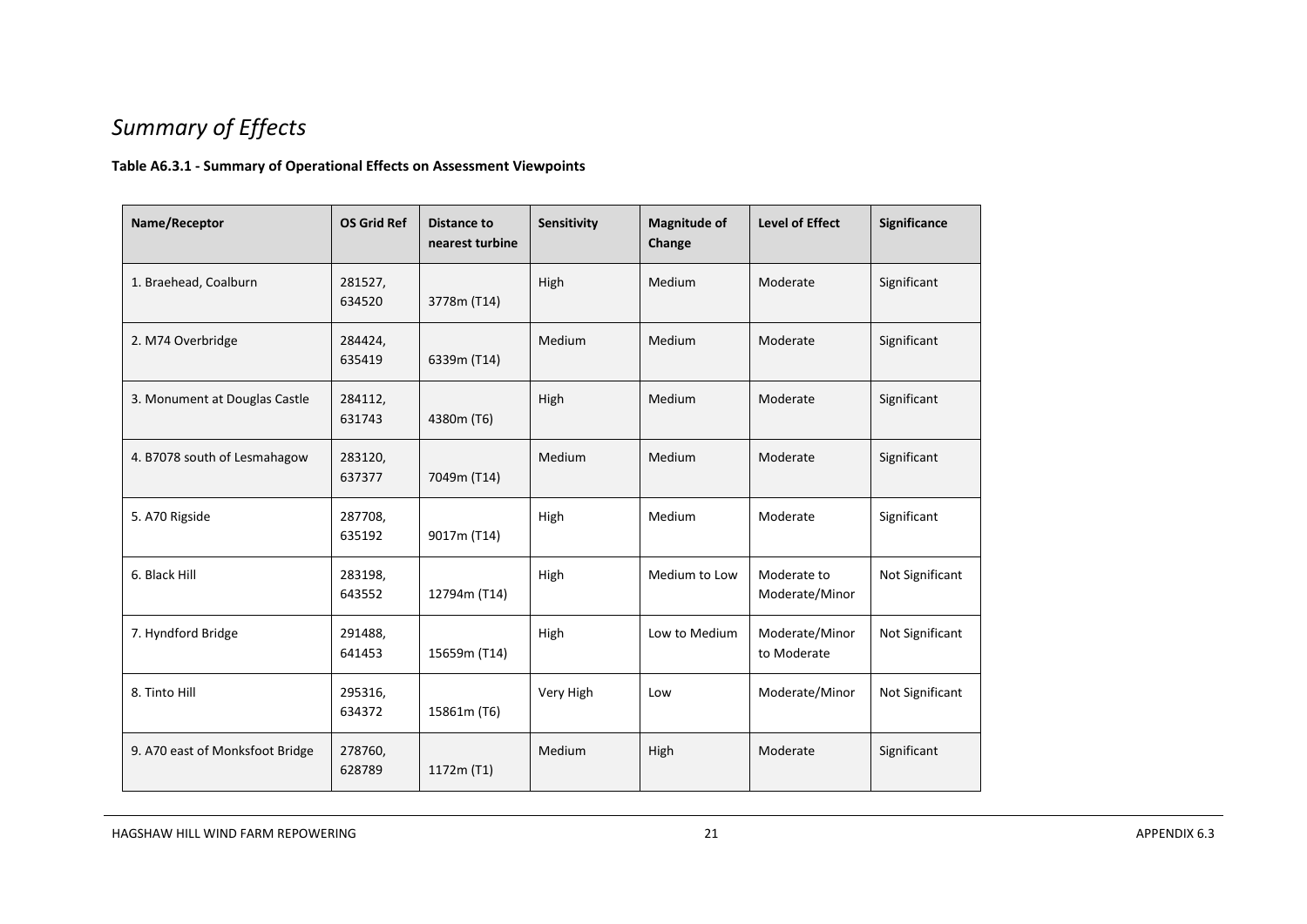# *Summary of Effects*

**Table A6.3.1 - Summary of Operational Effects on Assessment Viewpoints**

| Name/Receptor | OS Grid Ref | Distance to nearest turbine | Sensitivity | Magnitude of Change | Level of Effect | Significance |
|---|---|---|---|---|---|---|
| 1. Braehead, Coalburn | 281527, 634520 | 3778m (T14) | High | Medium | Moderate | Significant |
| 2. M74 Overbridge | 284424, 635419 | 6339m (T14) | Medium | Medium | Moderate | Significant |
| 3. Monument at Douglas Castle | 284112, 631743 | 4380m (T6) | High | Medium | Moderate | Significant |
| 4. B7078 south of Lesmahagow | 283120, 637377 | 7049m (T14) | Medium | Medium | Moderate | Significant |
| 5. A70 Rigside | 287708, 635192 | 9017m (T14) | High | Medium | Moderate | Significant |
| 6. Black Hill | 283198, 643552 | 12794m (T14) | High | Medium to Low | Moderate to Moderate/Minor | Not Significant |
| 7. Hyndford Bridge | 291488, 641453 | 15659m (T14) | High | Low to Medium | Moderate/Minor to Moderate | Not Significant |
| 8. Tinto Hill | 295316, 634372 | 15861m (T6) | Very High | Low | Moderate/Minor | Not Significant |
| 9. A70 east of Monksfoot Bridge | 278760, 628789 | 1172m (T1) | Medium | High | Moderate | Significant |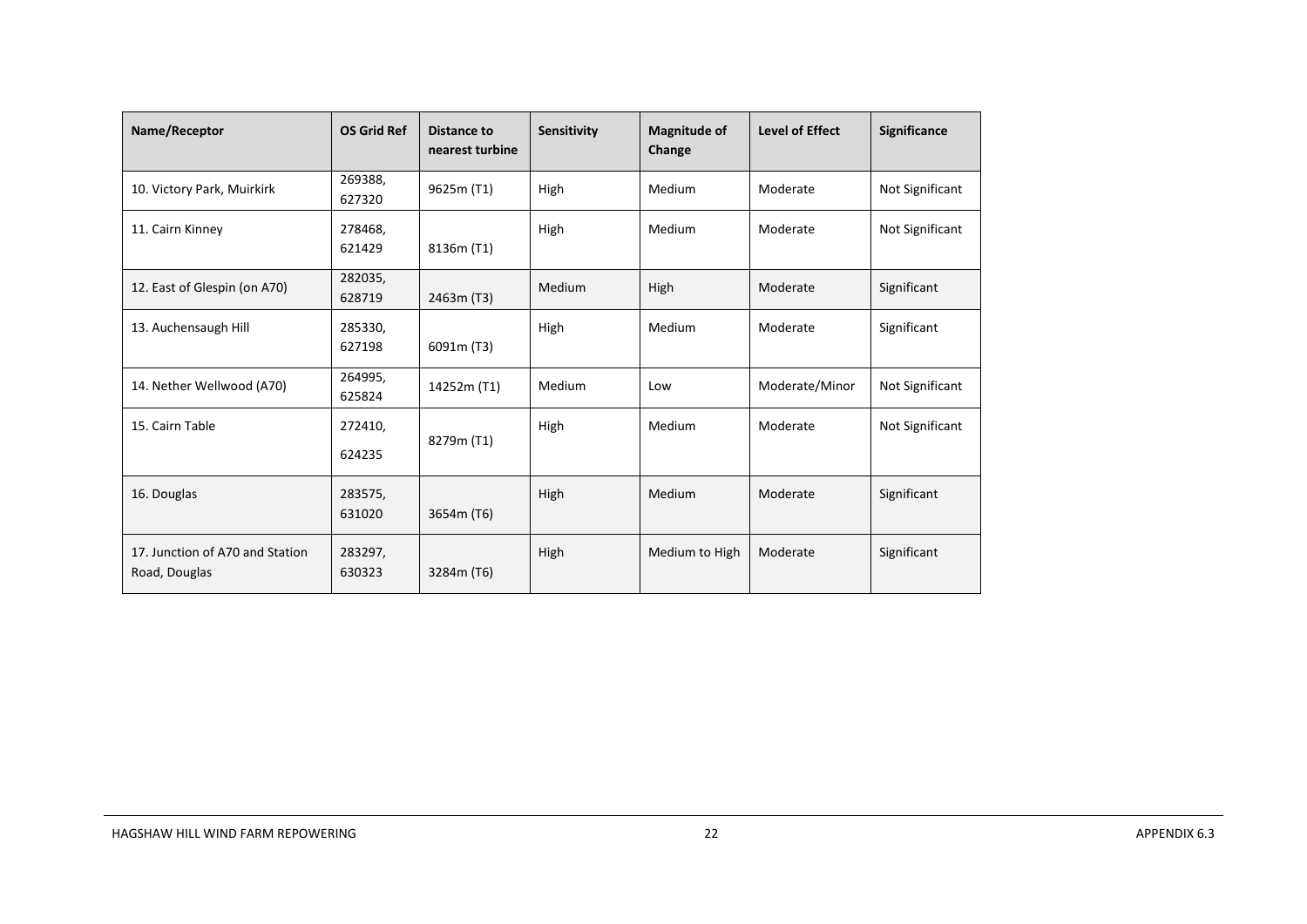| Name/Receptor | OS Grid Ref | Distance to nearest turbine | Sensitivity | Magnitude of Change | Level of Effect | Significance |
|---|---|---|---|---|---|---|
| 10. Victory Park, Muirkirk | 269388, 627320 | 9625m (T1) | High | Medium | Moderate | Not Significant |
| 11. Cairn Kinney | 278468, 621429 | 8136m (T1) | High | Medium | Moderate | Not Significant |
| 12. East of Glespin (on A70) | 282035, 628719 | 2463m (T3) | Medium | High | Moderate | Significant |
| 13. Auchensaugh Hill | 285330, 627198 | 6091m (T3) | High | Medium | Moderate | Significant |
| 14. Nether Wellwood (A70) | 264995, 625824 | 14252m (T1) | Medium | Low | Moderate/Minor | Not Significant |
| 15. Cairn Table | 272410, 624235 | 8279m (T1) | High | Medium | Moderate | Not Significant |
| 16. Douglas | 283575, 631020 | 3654m (T6) | High | Medium | Moderate | Significant |
| 17. Junction of A70 and Station Road, Douglas | 283297, 630323 | 3284m (T6) | High | Medium to High | Moderate | Significant |